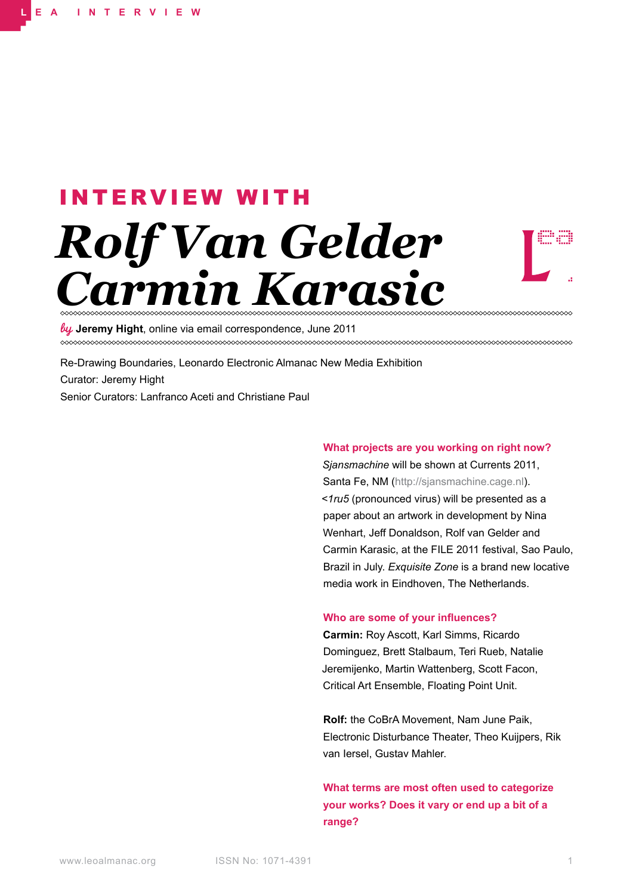# INTERVIEW WITH

# Rolf Van Gelder Carmin Karasic

*by* **Jeremy Hight**, online via email correspondence, June 2011

Re-Drawing Boundaries, Leonardo Electronic Almanac New Media Exhibition
Curator: Jeremy Hight
Senior Curators: Lanfranco Aceti and Christiane Paul

**What projects are you working on right now?**

*Sjansmachine* will be shown at Currents 2011, Santa Fe, NM (http://sjansmachine.cage.nl). *<1ru5* (pronounced virus) will be presented as a paper about an artwork in development by Nina Wenhart, Jeff Donaldson, Rolf van Gelder and Carmin Karasic, at the FILE 2011 festival, Sao Paulo, Brazil in July. *Exquisite Zone* is a brand new locative media work in Eindhoven, The Netherlands.

**Who are some of your influences?**

**Carmin:** Roy Ascott, Karl Simms, Ricardo Dominguez, Brett Stalbaum, Teri Rueb, Natalie Jeremijenko, Martin Wattenberg, Scott Facon, Critical Art Ensemble, Floating Point Unit.

**Rolf:** the CoBrA Movement, Nam June Paik, Electronic Disturbance Theater, Theo Kuijpers, Rik van Iersel, Gustav Mahler.

**What terms are most often used to categorize your works? Does it vary or end up a bit of a range?**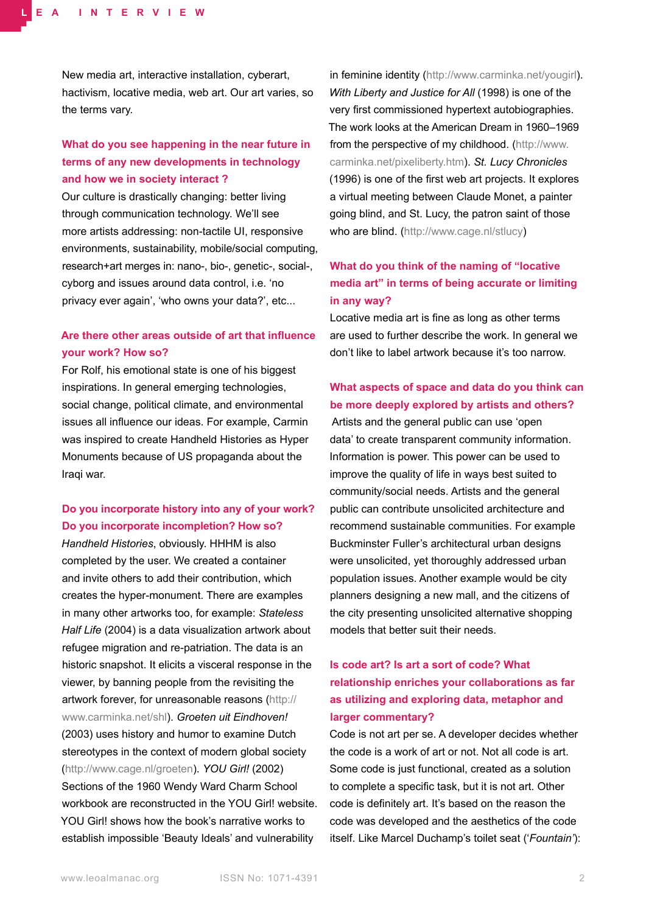New media art, interactive installation, cyberart, hactivism, locative media, web art. Our art varies, so the terms vary.

**What do you see happening in the near future in terms of any new developments in technology and how we in society interact ?**

Our culture is drastically changing: better living through communication technology. We'll see more artists addressing: non-tactile UI, responsive environments, sustainability, mobile/social computing, research+art merges in: nano-, bio-, genetic-, social-, cyborg and issues around data control, i.e. 'no privacy ever again', 'who owns your data?', etc...

**Are there other areas outside of art that influence your work? How so?**

For Rolf, his emotional state is one of his biggest inspirations. In general emerging technologies, social change, political climate, and environmental issues all influence our ideas. For example, Carmin was inspired to create Handheld Histories as Hyper Monuments because of US propaganda about the Iraqi war.

**Do you incorporate history into any of your work? Do you incorporate incompletion? How so?**

*Handheld Histories*, obviously. HHHM is also completed by the user. We created a container and invite others to add their contribution, which creates the hyper-monument. There are examples in many other artworks too, for example: *Stateless Half Life* (2004) is a data visualization artwork about refugee migration and re-patriation. The data is an historic snapshot. It elicits a visceral response in the viewer, by banning people from the revisiting the artwork forever, for unreasonable reasons (http://www.carminka.net/shl). *Groeten uit Eindhoven!* (2003) uses history and humor to examine Dutch stereotypes in the context of modern global society (http://www.cage.nl/groeten). *YOU Girl!* (2002) Sections of the 1960 Wendy Ward Charm School workbook are reconstructed in the YOU Girl! website. YOU Girl! shows how the book's narrative works to establish impossible 'Beauty Ideals' and vulnerability in feminine identity (http://www.carminka.net/yougirl). *With Liberty and Justice for All* (1998) is one of the very first commissioned hypertext autobiographies. The work looks at the American Dream in 1960–1969 from the perspective of my childhood. (http://www.carminka.net/pixeliberty.htm). *St. Lucy Chronicles* (1996) is one of the first web art projects. It explores a virtual meeting between Claude Monet, a painter going blind, and St. Lucy, the patron saint of those who are blind. (http://www.cage.nl/stlucy)

**What do you think of the naming of "locative media art" in terms of being accurate or limiting in any way?**

Locative media art is fine as long as other terms are used to further describe the work. In general we don't like to label artwork because it's too narrow.

**What aspects of space and data do you think can be more deeply explored by artists and others?**

Artists and the general public can use 'open data' to create transparent community information. Information is power. This power can be used to improve the quality of life in ways best suited to community/social needs. Artists and the general public can contribute unsolicited architecture and recommend sustainable communities. For example Buckminster Fuller's architectural urban designs were unsolicited, yet thoroughly addressed urban population issues. Another example would be city planners designing a new mall, and the citizens of the city presenting unsolicited alternative shopping models that better suit their needs.

**Is code art? Is art a sort of code? What relationship enriches your collaborations as far as utilizing and exploring data, metaphor and larger commentary?**

Code is not art per se. A developer decides whether the code is a work of art or not. Not all code is art. Some code is just functional, created as a solution to complete a specific task, but it is not art. Other code is definitely art. It's based on the reason the code was developed and the aesthetics of the code itself. Like Marcel Duchamp's toilet seat ('*Fountain*'):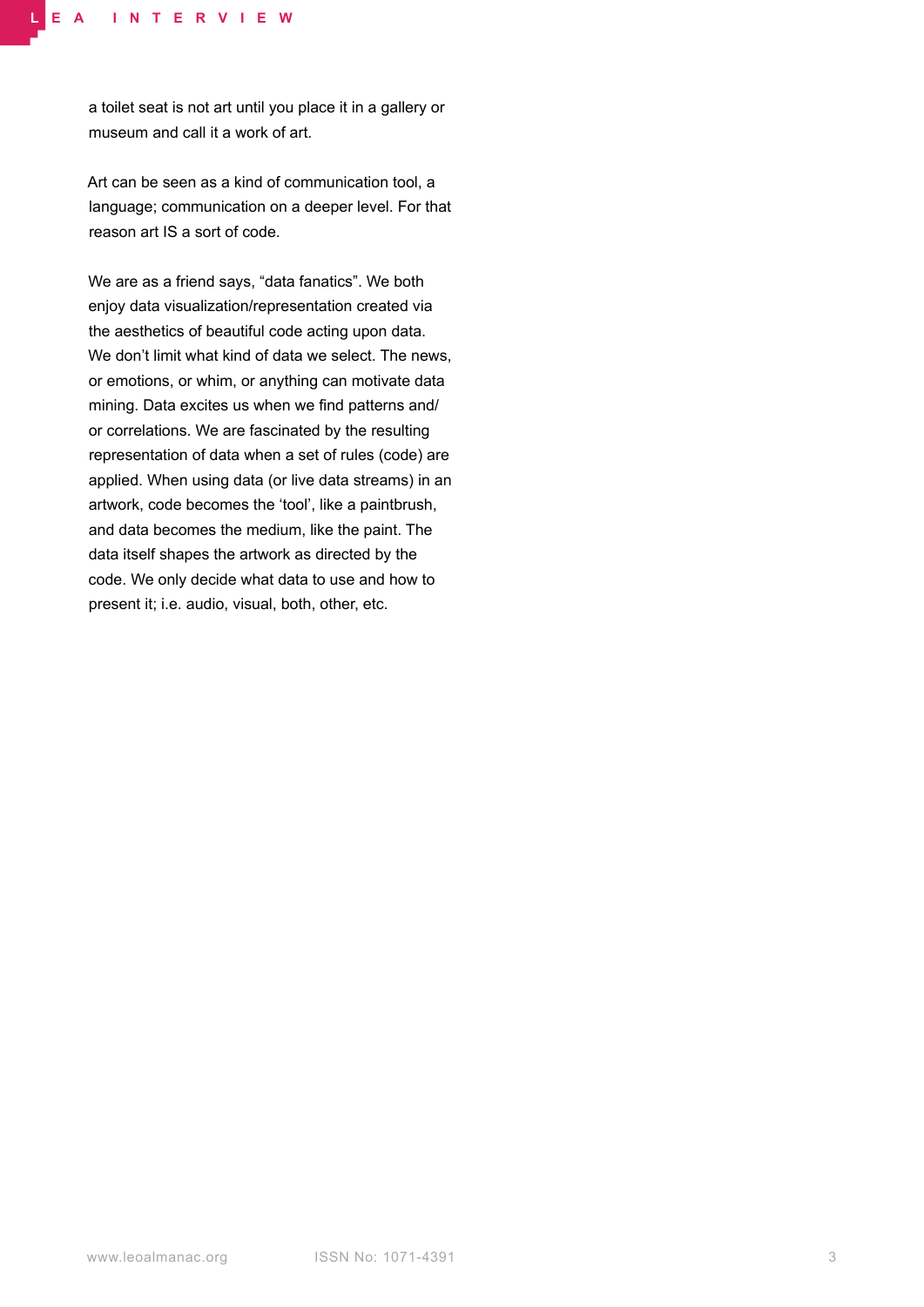a toilet seat is not art until you place it in a gallery or museum and call it a work of art.

Art can be seen as a kind of communication tool, a language; communication on a deeper level. For that reason art IS a sort of code.

We are as a friend says, “data fanatics”. We both enjoy data visualization/representation created via the aesthetics of beautiful code acting upon data. We don’t limit what kind of data we select. The news, or emotions, or whim, or anything can motivate data mining. Data excites us when we find patterns and/or correlations. We are fascinated by the resulting representation of data when a set of rules (code) are applied. When using data (or live data streams) in an artwork, code becomes the ‘tool’, like a paintbrush, and data becomes the medium, like the paint. The data itself shapes the artwork as directed by the code. We only decide what data to use and how to present it; i.e. audio, visual, both, other, etc.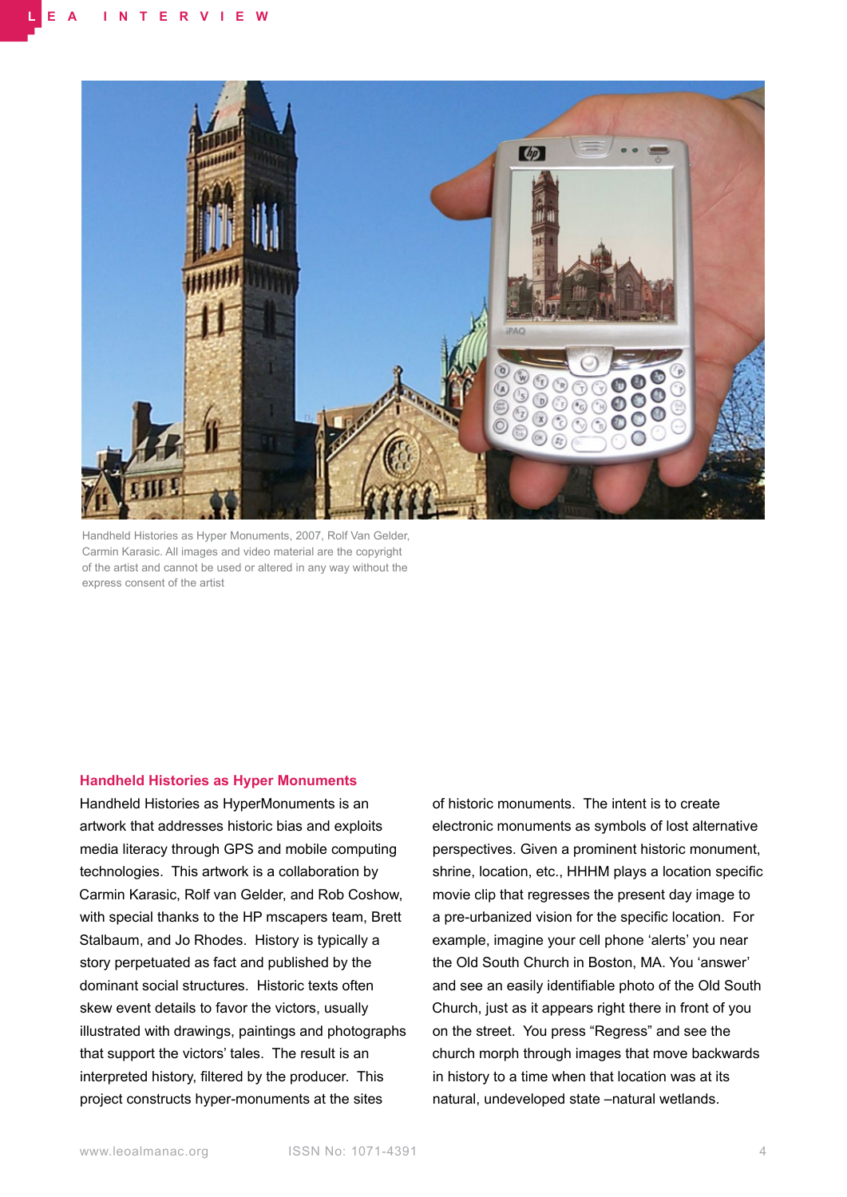Handheld Histories as Hyper Monuments, 2007, Rolf Van Gelder, Carmin Karasic. All images and video material are the copyright of the artist and cannot be used or altered in any way without the express consent of the artist

### Handheld Histories as Hyper Monuments

Handheld Histories as HyperMonuments is an artwork that addresses historic bias and exploits media literacy through GPS and mobile computing technologies. This artwork is a collaboration by Carmin Karasic, Rolf van Gelder, and Rob Coshow, with special thanks to the HP mscapers team, Brett Stalbaum, and Jo Rhodes. History is typically a story perpetuated as fact and published by the dominant social structures. Historic texts often skew event details to favor the victors, usually illustrated with drawings, paintings and photographs that support the victors' tales. The result is an interpreted history, filtered by the producer. This project constructs hyper-monuments at the sites of historic monuments. The intent is to create electronic monuments as symbols of lost alternative perspectives. Given a prominent historic monument, shrine, location, etc., HHHM plays a location specific movie clip that regresses the present day image to a pre-urbanized vision for the specific location. For example, imagine your cell phone 'alerts' you near the Old South Church in Boston, MA. You 'answer' and see an easily identifiable photo of the Old South Church, just as it appears right there in front of you on the street. You press "Regress" and see the church morph through images that move backwards in history to a time when that location was at its natural, undeveloped state –natural wetlands.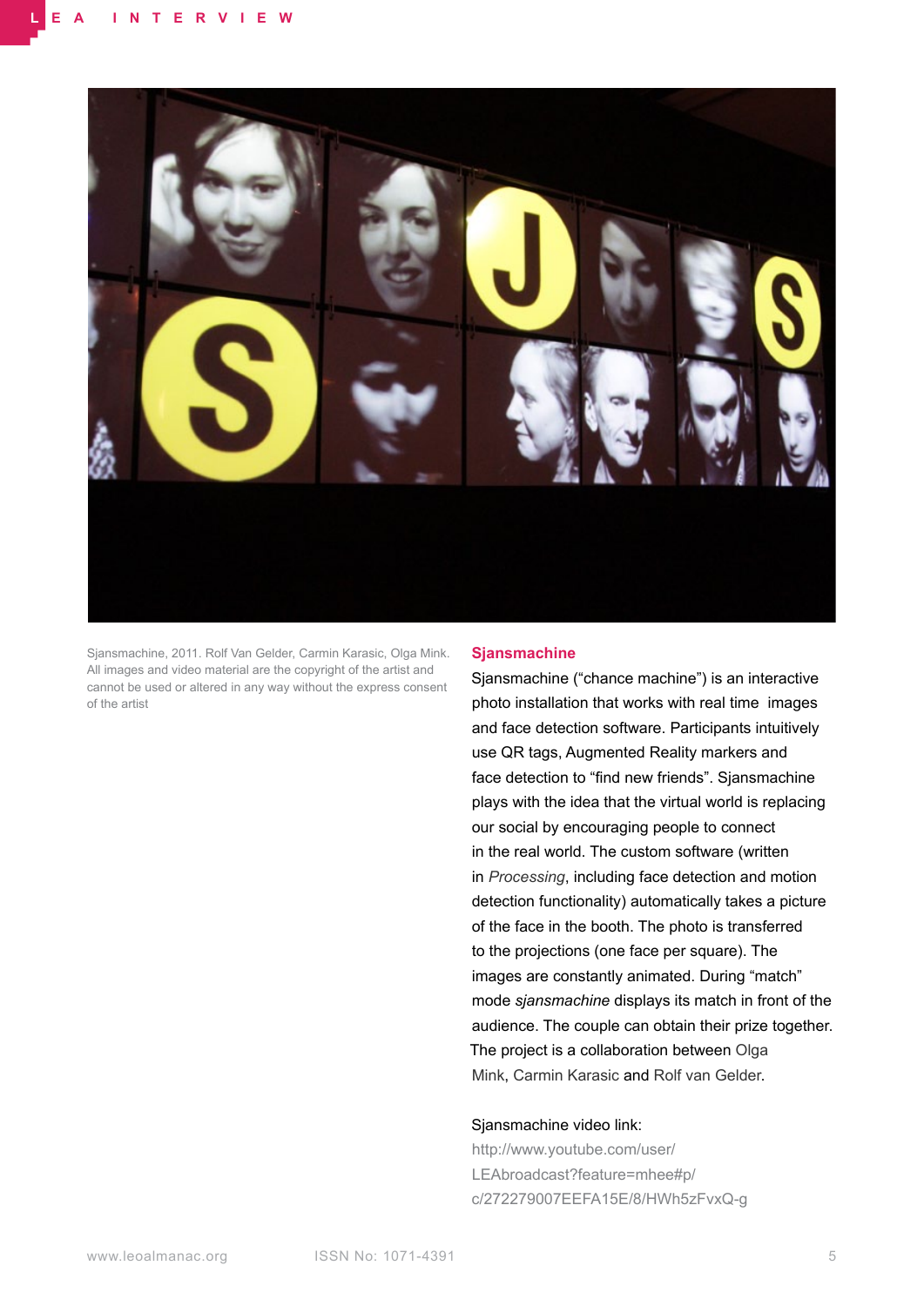Sjansmachine, 2011. Rolf Van Gelder, Carmin Karasic, Olga Mink. All images and video material are the copyright of the artist and cannot be used or altered in any way without the express consent of the artist

### Sjansmachine

Sjansmachine ("chance machine") is an interactive photo installation that works with real time images and face detection software. Participants intuitively use QR tags, Augmented Reality markers and face detection to "find new friends". Sjansmachine plays with the idea that the virtual world is replacing our social by encouraging people to connect in the real world. The custom software (written in *Processing*, including face detection and motion detection functionality) automatically takes a picture of the face in the booth. The photo is transferred to the projections (one face per square). The images are constantly animated. During "match" mode *sjansmachine* displays its match in front of the audience. The couple can obtain their prize together. The project is a collaboration between Olga Mink, Carmin Karasic and Rolf van Gelder.

Sjansmachine video link:
http://www.youtube.com/user/LEAbroadcast?feature=mhee#p/c/272279007EEFA15E/8/HWh5zFvxQ-g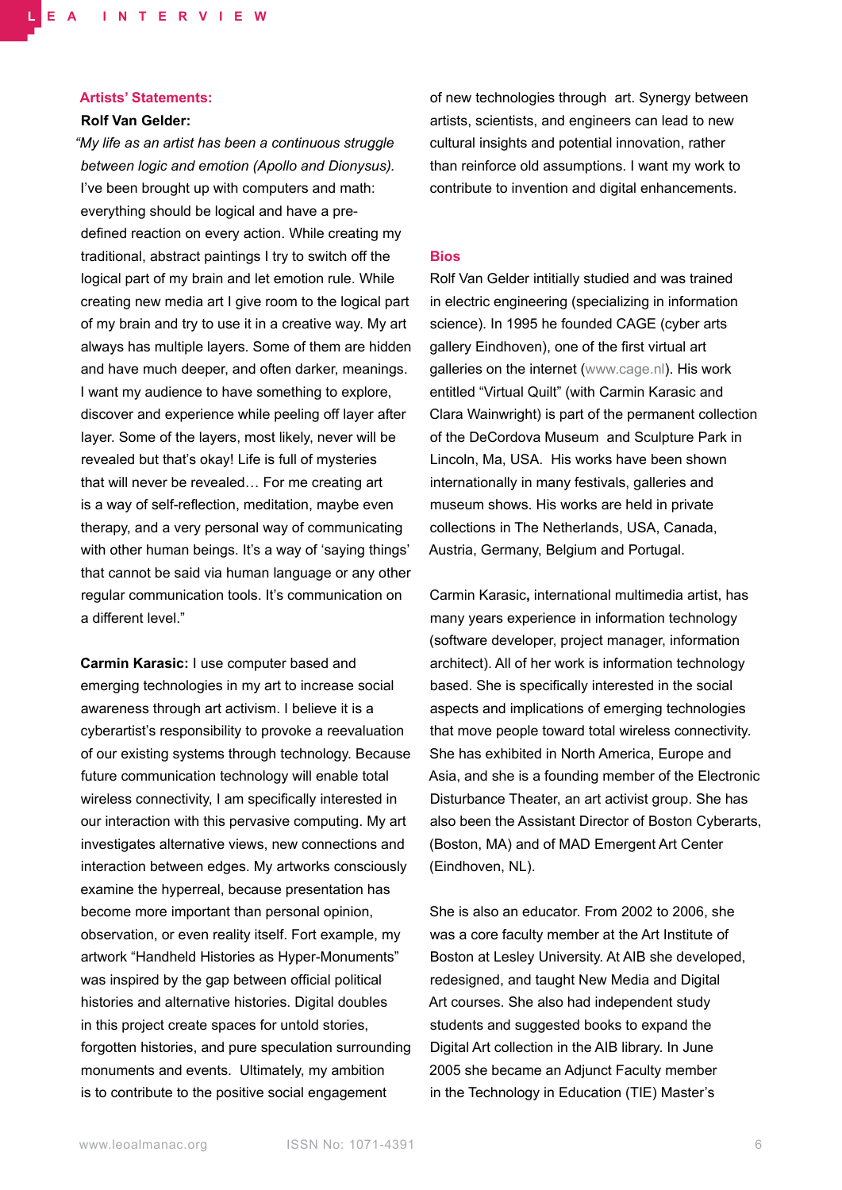## Artists' Statements:

**Rolf Van Gelder:**

*"My life as an artist has been a continuous struggle between logic and emotion (Apollo and Dionysus).* I've been brought up with computers and math: everything should be logical and have a pre-defined reaction on every action. While creating my traditional, abstract paintings I try to switch off the logical part of my brain and let emotion rule. While creating new media art I give room to the logical part of my brain and try to use it in a creative way. My art always has multiple layers. Some of them are hidden and have much deeper, and often darker, meanings. I want my audience to have something to explore, discover and experience while peeling off layer after layer. Some of the layers, most likely, never will be revealed but that's okay! Life is full of mysteries that will never be revealed… For me creating art is a way of self-reflection, meditation, maybe even therapy, and a very personal way of communicating with other human beings. It's a way of 'saying things' that cannot be said via human language or any other regular communication tools. It's communication on a different level."

**Carmin Karasic:** I use computer based and emerging technologies in my art to increase social awareness through art activism. I believe it is a cyberartist's responsibility to provoke a reevaluation of our existing systems through technology. Because future communication technology will enable total wireless connectivity, I am specifically interested in our interaction with this pervasive computing. My art investigates alternative views, new connections and interaction between edges. My artworks consciously examine the hyperreal, because presentation has become more important than personal opinion, observation, or even reality itself. Fort example, my artwork "Handheld Histories as Hyper-Monuments" was inspired by the gap between official political histories and alternative histories. Digital doubles in this project create spaces for untold stories, forgotten histories, and pure speculation surrounding monuments and events. Ultimately, my ambition is to contribute to the positive social engagement of new technologies through art. Synergy between artists, scientists, and engineers can lead to new cultural insights and potential innovation, rather than reinforce old assumptions. I want my work to contribute to invention and digital enhancements.

## Bios

Rolf Van Gelder intitially studied and was trained in electric engineering (specializing in information science). In 1995 he founded CAGE (cyber arts gallery Eindhoven), one of the first virtual art galleries on the internet (www.cage.nl). His work entitled "Virtual Quilt" (with Carmin Karasic and Clara Wainwright) is part of the permanent collection of the DeCordova Museum and Sculpture Park in Lincoln, Ma, USA. His works have been shown internationally in many festivals, galleries and museum shows. His works are held in private collections in The Netherlands, USA, Canada, Austria, Germany, Belgium and Portugal.

Carmin Karasic**,** international multimedia artist, has many years experience in information technology (software developer, project manager, information architect). All of her work is information technology based. She is specifically interested in the social aspects and implications of emerging technologies that move people toward total wireless connectivity. She has exhibited in North America, Europe and Asia, and she is a founding member of the Electronic Disturbance Theater, an art activist group. She has also been the Assistant Director of Boston Cyberarts, (Boston, MA) and of MAD Emergent Art Center (Eindhoven, NL).

She is also an educator. From 2002 to 2006, she was a core faculty member at the Art Institute of Boston at Lesley University. At AIB she developed, redesigned, and taught New Media and Digital Art courses. She also had independent study students and suggested books to expand the Digital Art collection in the AIB library. In June 2005 she became an Adjunct Faculty member in the Technology in Education (TIE) Master's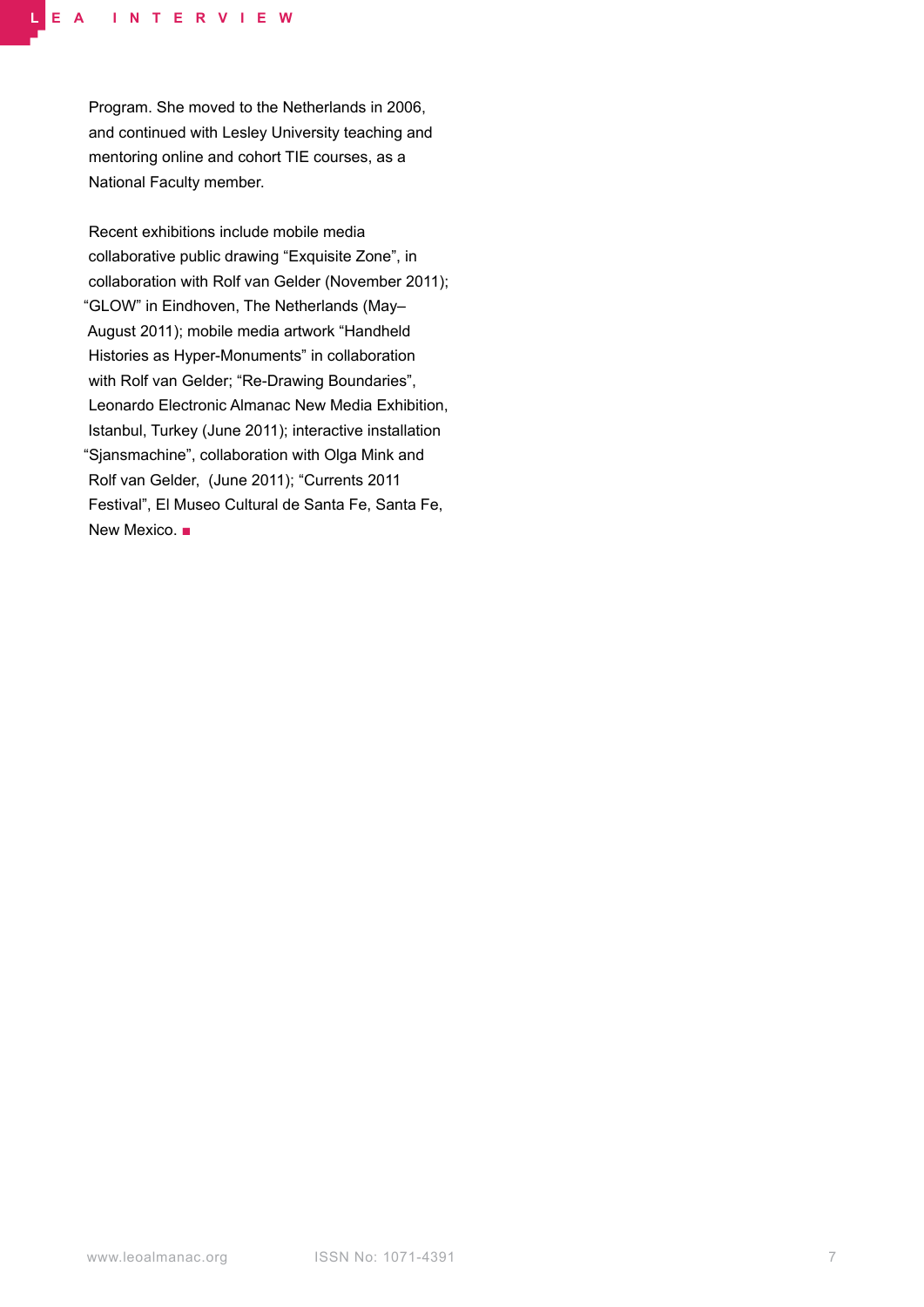Program. She moved to the Netherlands in 2006, and continued with Lesley University teaching and mentoring online and cohort TIE courses, as a National Faculty member.

Recent exhibitions include mobile media collaborative public drawing “Exquisite Zone”, in collaboration with Rolf van Gelder (November 2011); “GLOW” in Eindhoven, The Netherlands (May–August 2011); mobile media artwork “Handheld Histories as Hyper-Monuments” in collaboration with Rolf van Gelder; “Re-Drawing Boundaries”, Leonardo Electronic Almanac New Media Exhibition, Istanbul, Turkey (June 2011); interactive installation “Sjansmachine”, collaboration with Olga Mink and Rolf van Gelder, (June 2011); “Currents 2011 Festival”, El Museo Cultural de Santa Fe, Santa Fe, New Mexico. ■